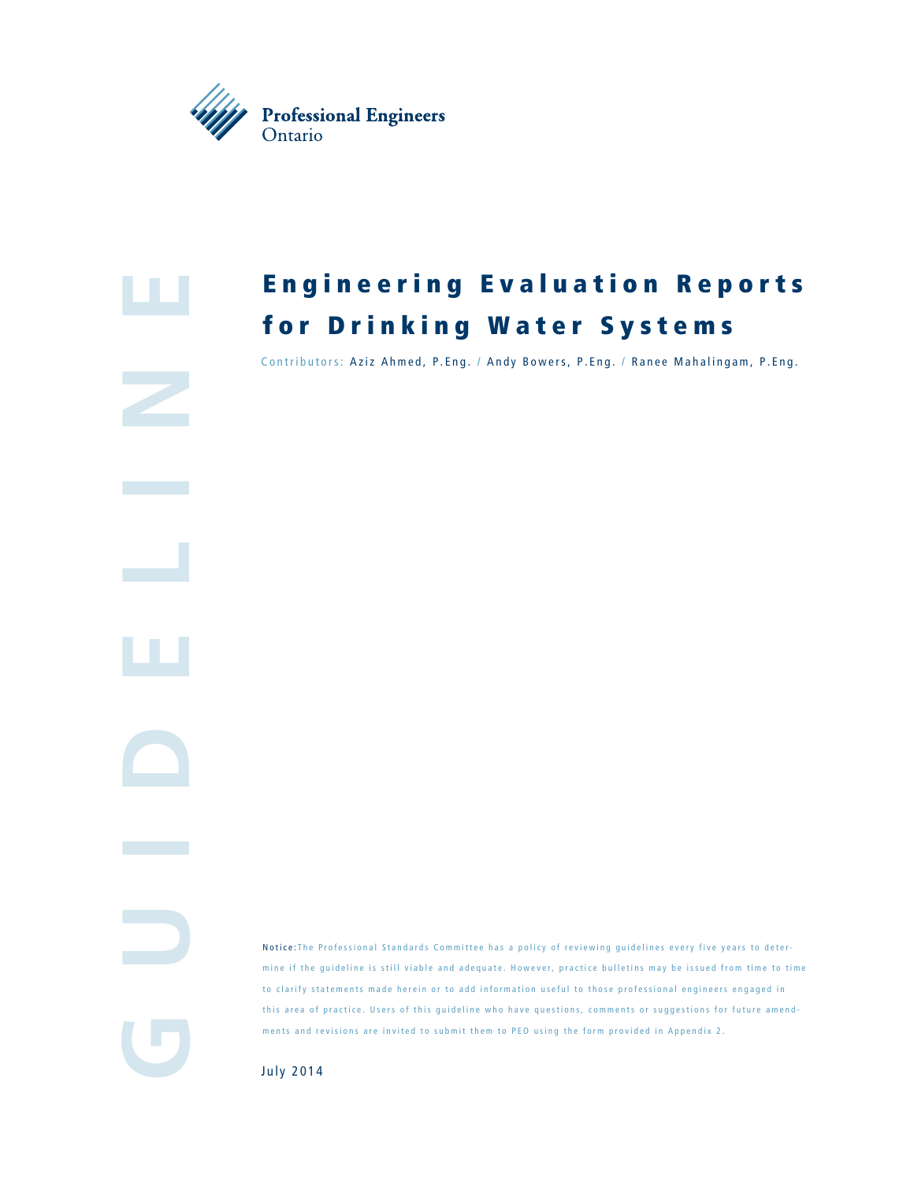Professional Engineers Ontario

GUIDELINE

# Engineering Evaluation Reports for Drinking Water Systems

Contributors: Aziz Ahmed, P.Eng. / Andy Bowers, P.Eng. / Ranee Mahalingam, P.Eng.

**Notice:** The Professional Standards Committee has a policy of reviewing guidelines every five years to determine if the guideline is still viable and adequate. However, practice bulletins may be issued from time to time to clarify statements made herein or to add information useful to those professional engineers engaged in this area of practice. Users of this guideline who have questions, comments or suggestions for future amendments and revisions are invited to submit them to PEO using the form provided in Appendix 2.

July 2014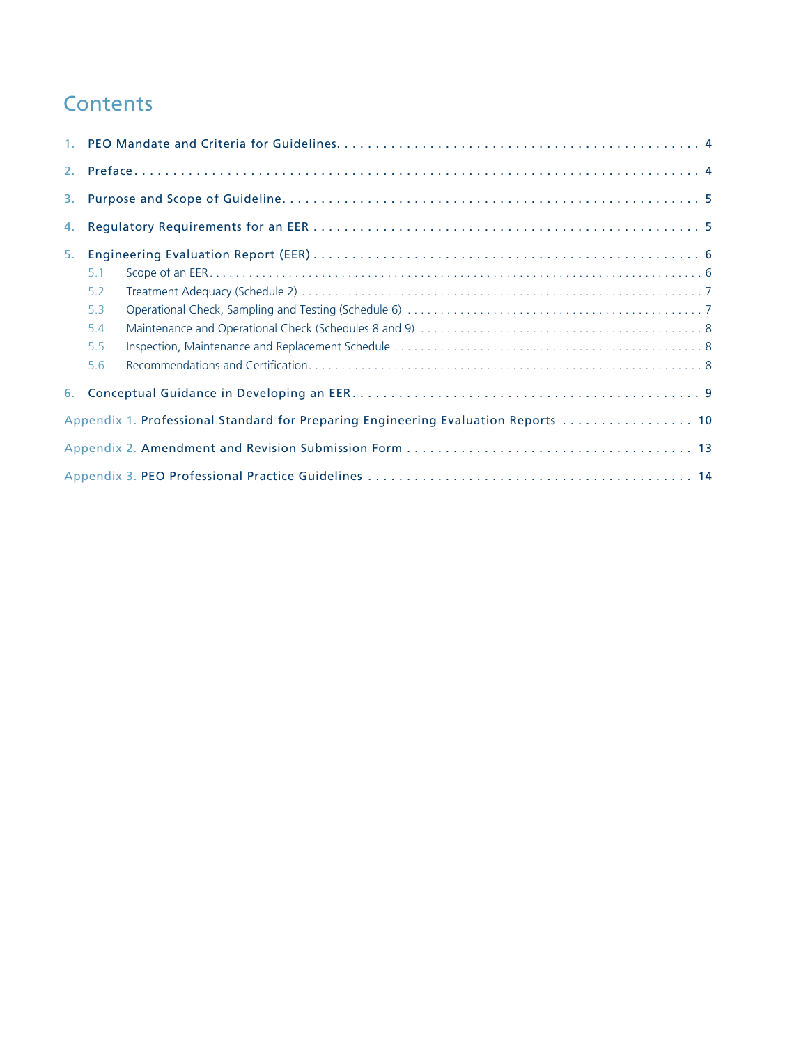# Contents

1. PEO Mandate and Criteria for Guidelines . . . . . 4
2. Preface . . . . . 4
3. Purpose and Scope of Guideline . . . . . 5
4. Regulatory Requirements for an EER . . . . . 5
5. Engineering Evaluation Report (EER) . . . . . 6
   - 5.1 Scope of an EER . . . . . 6
   - 5.2 Treatment Adequacy (Schedule 2) . . . . . 7
   - 5.3 Operational Check, Sampling and Testing (Schedule 6) . . . . . 7
   - 5.4 Maintenance and Operational Check (Schedules 8 and 9) . . . . . 8
   - 5.5 Inspection, Maintenance and Replacement Schedule . . . . . 8
   - 5.6 Recommendations and Certification . . . . . 8
6. Conceptual Guidance in Developing an EER . . . . . 9

Appendix 1. Professional Standard for Preparing Engineering Evaluation Reports . . . . . 10

Appendix 2. Amendment and Revision Submission Form . . . . . 13

Appendix 3. PEO Professional Practice Guidelines . . . . . 14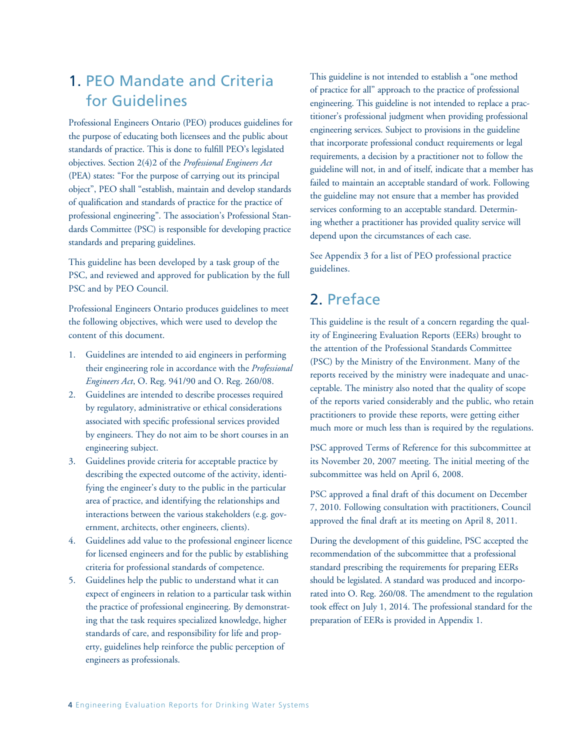## 1. PEO Mandate and Criteria for Guidelines

Professional Engineers Ontario (PEO) produces guidelines for the purpose of educating both licensees and the public about standards of practice. This is done to fulfill PEO's legislated objectives. Section 2(4)2 of the *Professional Engineers Act* (PEA) states: "For the purpose of carrying out its principal object", PEO shall "establish, maintain and develop standards of qualification and standards of practice for the practice of professional engineering". The association's Professional Standards Committee (PSC) is responsible for developing practice standards and preparing guidelines.

This guideline has been developed by a task group of the PSC, and reviewed and approved for publication by the full PSC and by PEO Council.

Professional Engineers Ontario produces guidelines to meet the following objectives, which were used to develop the content of this document.

1. Guidelines are intended to aid engineers in performing their engineering role in accordance with the *Professional Engineers Act*, O. Reg. 941/90 and O. Reg. 260/08.
2. Guidelines are intended to describe processes required by regulatory, administrative or ethical considerations associated with specific professional services provided by engineers. They do not aim to be short courses in an engineering subject.
3. Guidelines provide criteria for acceptable practice by describing the expected outcome of the activity, identifying the engineer's duty to the public in the particular area of practice, and identifying the relationships and interactions between the various stakeholders (e.g. government, architects, other engineers, clients).
4. Guidelines add value to the professional engineer licence for licensed engineers and for the public by establishing criteria for professional standards of competence.
5. Guidelines help the public to understand what it can expect of engineers in relation to a particular task within the practice of professional engineering. By demonstrating that the task requires specialized knowledge, higher standards of care, and responsibility for life and property, guidelines help reinforce the public perception of engineers as professionals.

This guideline is not intended to establish a "one method of practice for all" approach to the practice of professional engineering. This guideline is not intended to replace a practitioner's professional judgment when providing professional engineering services. Subject to provisions in the guideline that incorporate professional conduct requirements or legal requirements, a decision by a practitioner not to follow the guideline will not, in and of itself, indicate that a member has failed to maintain an acceptable standard of work. Following the guideline may not ensure that a member has provided services conforming to an acceptable standard. Determining whether a practitioner has provided quality service will depend upon the circumstances of each case.

See Appendix 3 for a list of PEO professional practice guidelines.

## 2. Preface

This guideline is the result of a concern regarding the quality of Engineering Evaluation Reports (EERs) brought to the attention of the Professional Standards Committee (PSC) by the Ministry of the Environment. Many of the reports received by the ministry were inadequate and unacceptable. The ministry also noted that the quality of scope of the reports varied considerably and the public, who retain practitioners to provide these reports, were getting either much more or much less than is required by the regulations.

PSC approved Terms of Reference for this subcommittee at its November 20, 2007 meeting. The initial meeting of the subcommittee was held on April 6, 2008.

PSC approved a final draft of this document on December 7, 2010. Following consultation with practitioners, Council approved the final draft at its meeting on April 8, 2011.

During the development of this guideline, PSC accepted the recommendation of the subcommittee that a professional standard prescribing the requirements for preparing EERs should be legislated. A standard was produced and incorporated into O. Reg. 260/08. The amendment to the regulation took effect on July 1, 2014. The professional standard for the preparation of EERs is provided in Appendix 1.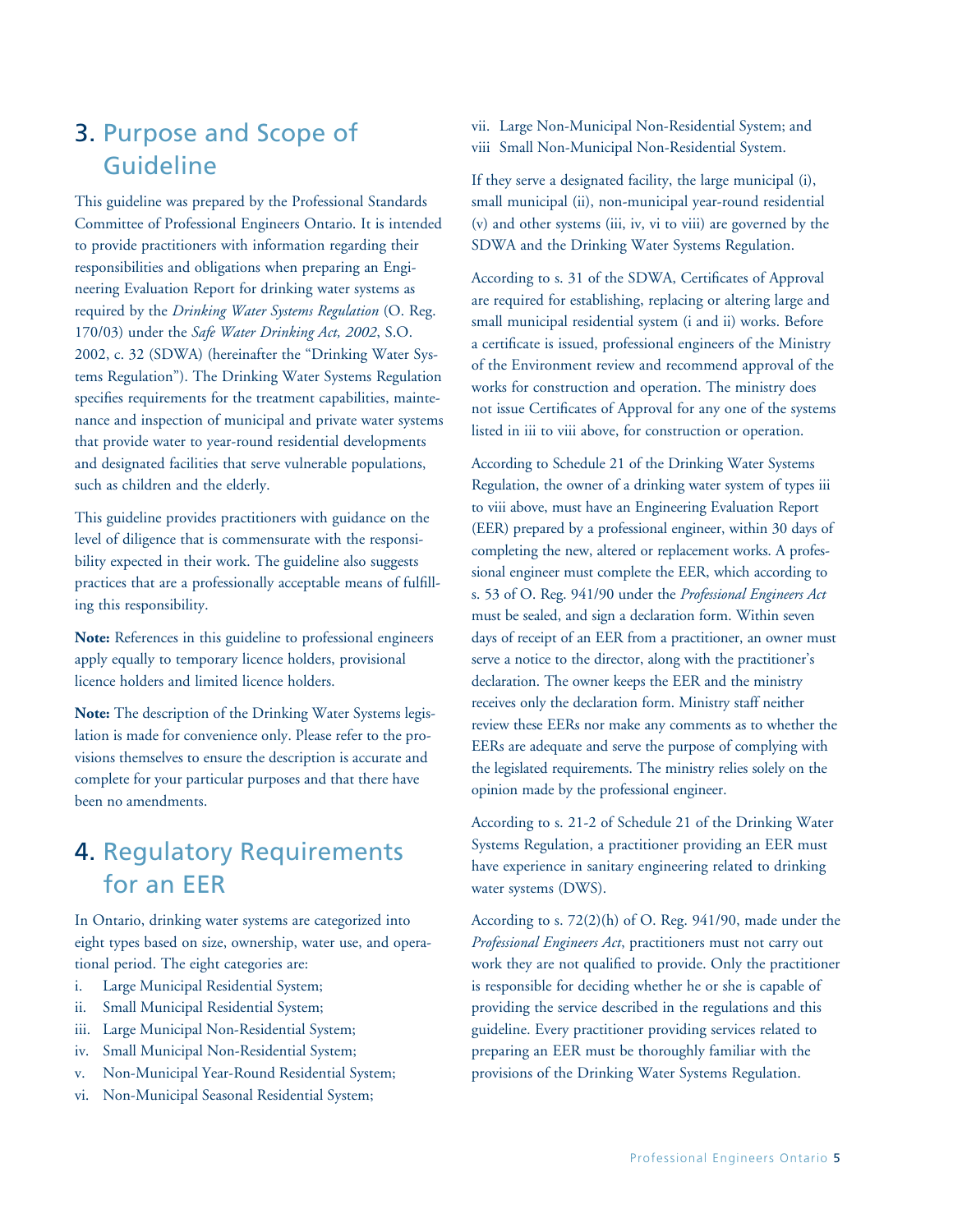## 3. Purpose and Scope of Guideline

This guideline was prepared by the Professional Standards Committee of Professional Engineers Ontario. It is intended to provide practitioners with information regarding their responsibilities and obligations when preparing an Engineering Evaluation Report for drinking water systems as required by the *Drinking Water Systems Regulation* (O. Reg. 170/03) under the *Safe Water Drinking Act, 2002*, S.O. 2002, c. 32 (SDWA) (hereinafter the "Drinking Water Systems Regulation"). The Drinking Water Systems Regulation specifies requirements for the treatment capabilities, maintenance and inspection of municipal and private water systems that provide water to year-round residential developments and designated facilities that serve vulnerable populations, such as children and the elderly.

This guideline provides practitioners with guidance on the level of diligence that is commensurate with the responsibility expected in their work. The guideline also suggests practices that are a professionally acceptable means of fulfilling this responsibility.

**Note:** References in this guideline to professional engineers apply equally to temporary licence holders, provisional licence holders and limited licence holders.

**Note:** The description of the Drinking Water Systems legislation is made for convenience only. Please refer to the provisions themselves to ensure the description is accurate and complete for your particular purposes and that there have been no amendments.

## 4. Regulatory Requirements for an EER

In Ontario, drinking water systems are categorized into eight types based on size, ownership, water use, and operational period. The eight categories are:

i. Large Municipal Residential System;
ii. Small Municipal Residential System;
iii. Large Municipal Non-Residential System;
iv. Small Municipal Non-Residential System;
v. Non-Municipal Year-Round Residential System;
vi. Non-Municipal Seasonal Residential System;
vii. Large Non-Municipal Non-Residential System; and
viii Small Non-Municipal Non-Residential System.

If they serve a designated facility, the large municipal (i), small municipal (ii), non-municipal year-round residential (v) and other systems (iii, iv, vi to viii) are governed by the SDWA and the Drinking Water Systems Regulation.

According to s. 31 of the SDWA, Certificates of Approval are required for establishing, replacing or altering large and small municipal residential system (i and ii) works. Before a certificate is issued, professional engineers of the Ministry of the Environment review and recommend approval of the works for construction and operation. The ministry does not issue Certificates of Approval for any one of the systems listed in iii to viii above, for construction or operation.

According to Schedule 21 of the Drinking Water Systems Regulation, the owner of a drinking water system of types iii to viii above, must have an Engineering Evaluation Report (EER) prepared by a professional engineer, within 30 days of completing the new, altered or replacement works. A professional engineer must complete the EER, which according to s. 53 of O. Reg. 941/90 under the *Professional Engineers Act* must be sealed, and sign a declaration form. Within seven days of receipt of an EER from a practitioner, an owner must serve a notice to the director, along with the practitioner's declaration. The owner keeps the EER and the ministry receives only the declaration form. Ministry staff neither review these EERs nor make any comments as to whether the EERs are adequate and serve the purpose of complying with the legislated requirements. The ministry relies solely on the opinion made by the professional engineer.

According to s. 21-2 of Schedule 21 of the Drinking Water Systems Regulation, a practitioner providing an EER must have experience in sanitary engineering related to drinking water systems (DWS).

According to s. 72(2)(h) of O. Reg. 941/90, made under the *Professional Engineers Act*, practitioners must not carry out work they are not qualified to provide. Only the practitioner is responsible for deciding whether he or she is capable of providing the service described in the regulations and this guideline. Every practitioner providing services related to preparing an EER must be thoroughly familiar with the provisions of the Drinking Water Systems Regulation.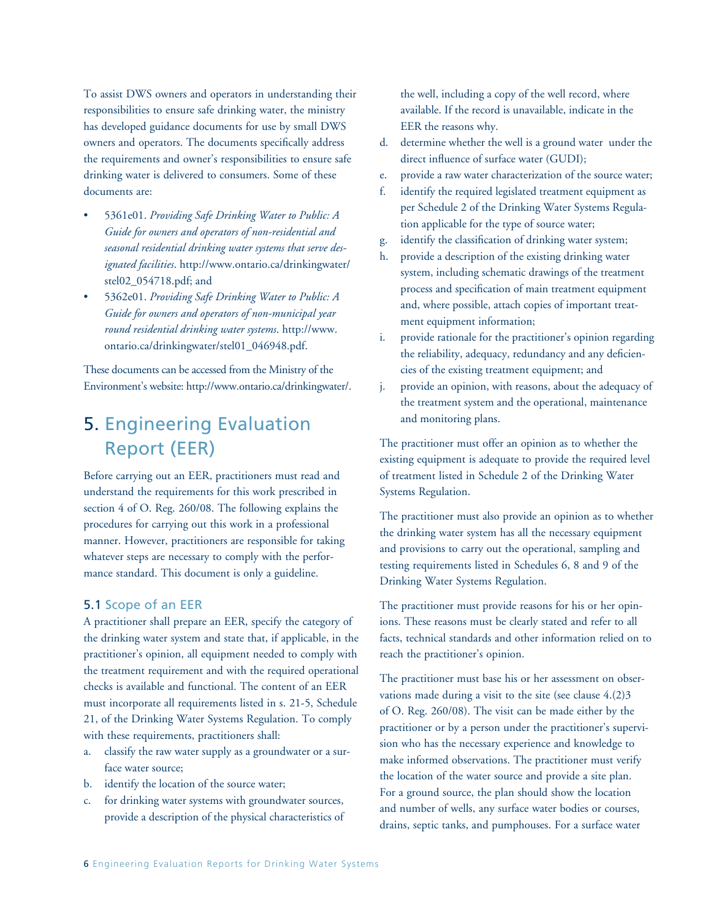To assist DWS owners and operators in understanding their responsibilities to ensure safe drinking water, the ministry has developed guidance documents for use by small DWS owners and operators. The documents specifically address the requirements and owner's responsibilities to ensure safe drinking water is delivered to consumers. Some of these documents are:

- 5361e01. *Providing Safe Drinking Water to Public: A Guide for owners and operators of non-residential and seasonal residential drinking water systems that serve designated facilities*. http://www.ontario.ca/drinkingwater/stel02_054718.pdf; and
- 5362e01. *Providing Safe Drinking Water to Public: A Guide for owners and operators of non-municipal year round residential drinking water systems*. http://www.ontario.ca/drinkingwater/stel01_046948.pdf.

These documents can be accessed from the Ministry of the Environment's website: http://www.ontario.ca/drinkingwater/.

# 5. Engineering Evaluation Report (EER)

Before carrying out an EER, practitioners must read and understand the requirements for this work prescribed in section 4 of O. Reg. 260/08. The following explains the procedures for carrying out this work in a professional manner. However, practitioners are responsible for taking whatever steps are necessary to comply with the performance standard. This document is only a guideline.

## 5.1 Scope of an EER

A practitioner shall prepare an EER, specify the category of the drinking water system and state that, if applicable, in the practitioner's opinion, all equipment needed to comply with the treatment requirement and with the required operational checks is available and functional. The content of an EER must incorporate all requirements listed in s. 21-5, Schedule 21, of the Drinking Water Systems Regulation. To comply with these requirements, practitioners shall:

a. classify the raw water supply as a groundwater or a surface water source;
b. identify the location of the source water;
c. for drinking water systems with groundwater sources, provide a description of the physical characteristics of the well, including a copy of the well record, where available. If the record is unavailable, indicate in the EER the reasons why.
d. determine whether the well is a ground water under the direct influence of surface water (GUDI);
e. provide a raw water characterization of the source water;
f. identify the required legislated treatment equipment as per Schedule 2 of the Drinking Water Systems Regulation applicable for the type of source water;
g. identify the classification of drinking water system;
h. provide a description of the existing drinking water system, including schematic drawings of the treatment process and specification of main treatment equipment and, where possible, attach copies of important treatment equipment information;
i. provide rationale for the practitioner's opinion regarding the reliability, adequacy, redundancy and any deficiencies of the existing treatment equipment; and
j. provide an opinion, with reasons, about the adequacy of the treatment system and the operational, maintenance and monitoring plans.

The practitioner must offer an opinion as to whether the existing equipment is adequate to provide the required level of treatment listed in Schedule 2 of the Drinking Water Systems Regulation.

The practitioner must also provide an opinion as to whether the drinking water system has all the necessary equipment and provisions to carry out the operational, sampling and testing requirements listed in Schedules 6, 8 and 9 of the Drinking Water Systems Regulation.

The practitioner must provide reasons for his or her opinions. These reasons must be clearly stated and refer to all facts, technical standards and other information relied on to reach the practitioner's opinion.

The practitioner must base his or her assessment on observations made during a visit to the site (see clause 4.(2)3 of O. Reg. 260/08). The visit can be made either by the practitioner or by a person under the practitioner's supervision who has the necessary experience and knowledge to make informed observations. The practitioner must verify the location of the water source and provide a site plan. For a ground source, the plan should show the location and number of wells, any surface water bodies or courses, drains, septic tanks, and pumphouses. For a surface water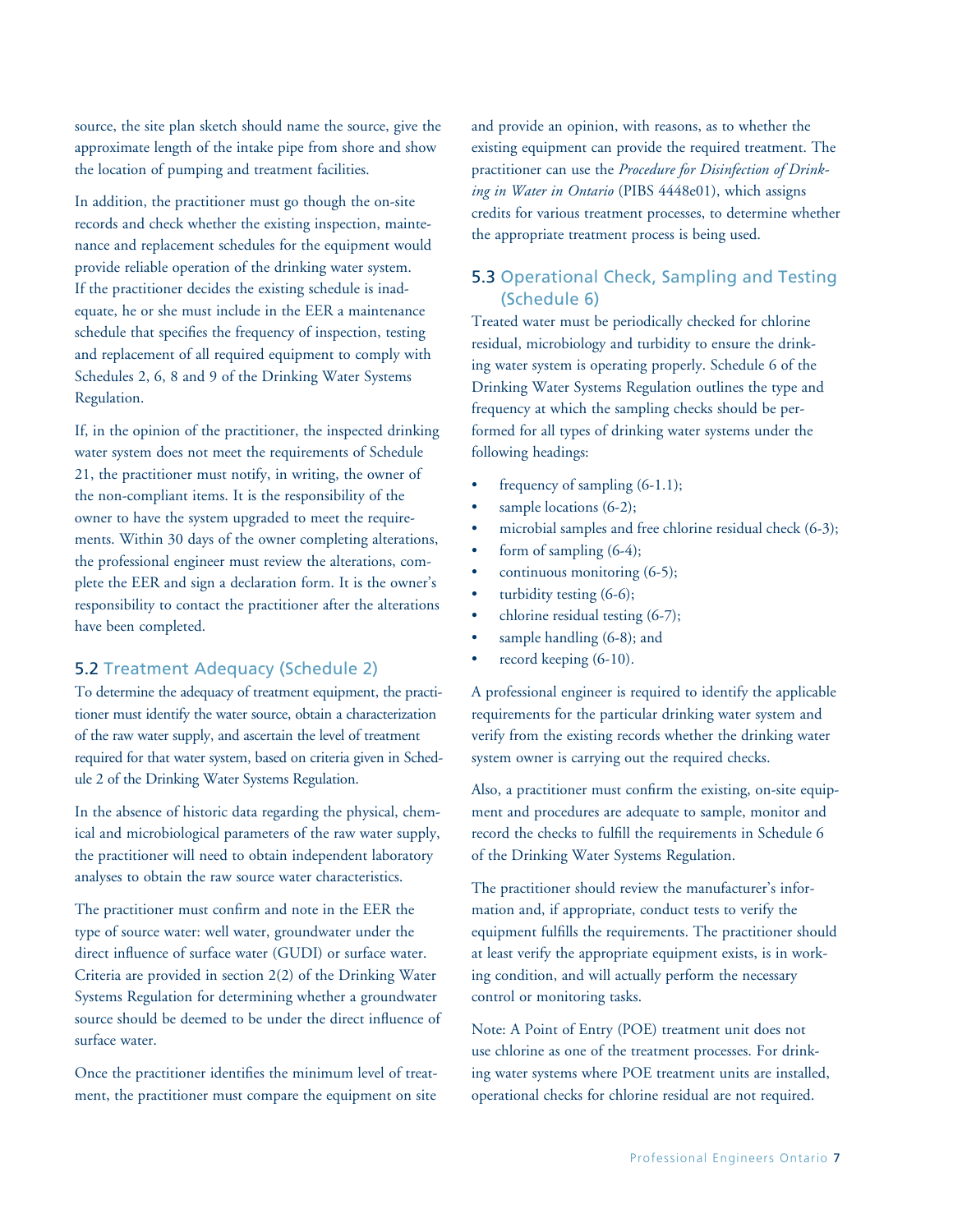source, the site plan sketch should name the source, give the approximate length of the intake pipe from shore and show the location of pumping and treatment facilities.

In addition, the practitioner must go though the on-site records and check whether the existing inspection, maintenance and replacement schedules for the equipment would provide reliable operation of the drinking water system. If the practitioner decides the existing schedule is inadequate, he or she must include in the EER a maintenance schedule that specifies the frequency of inspection, testing and replacement of all required equipment to comply with Schedules 2, 6, 8 and 9 of the Drinking Water Systems Regulation.

If, in the opinion of the practitioner, the inspected drinking water system does not meet the requirements of Schedule 21, the practitioner must notify, in writing, the owner of the non-compliant items. It is the responsibility of the owner to have the system upgraded to meet the requirements. Within 30 days of the owner completing alterations, the professional engineer must review the alterations, complete the EER and sign a declaration form. It is the owner's responsibility to contact the practitioner after the alterations have been completed.

## 5.2 Treatment Adequacy (Schedule 2)

To determine the adequacy of treatment equipment, the practitioner must identify the water source, obtain a characterization of the raw water supply, and ascertain the level of treatment required for that water system, based on criteria given in Schedule 2 of the Drinking Water Systems Regulation.

In the absence of historic data regarding the physical, chemical and microbiological parameters of the raw water supply, the practitioner will need to obtain independent laboratory analyses to obtain the raw source water characteristics.

The practitioner must confirm and note in the EER the type of source water: well water, groundwater under the direct influence of surface water (GUDI) or surface water. Criteria are provided in section 2(2) of the Drinking Water Systems Regulation for determining whether a groundwater source should be deemed to be under the direct influence of surface water.

Once the practitioner identifies the minimum level of treatment, the practitioner must compare the equipment on site and provide an opinion, with reasons, as to whether the existing equipment can provide the required treatment. The practitioner can use the *Procedure for Disinfection of Drinking in Water in Ontario* (PIBS 4448e01), which assigns credits for various treatment processes, to determine whether the appropriate treatment process is being used.

## 5.3 Operational Check, Sampling and Testing (Schedule 6)

Treated water must be periodically checked for chlorine residual, microbiology and turbidity to ensure the drinking water system is operating properly. Schedule 6 of the Drinking Water Systems Regulation outlines the type and frequency at which the sampling checks should be performed for all types of drinking water systems under the following headings:

- frequency of sampling (6-1.1);
- sample locations (6-2);
- microbial samples and free chlorine residual check (6-3);
- form of sampling (6-4);
- continuous monitoring (6-5);
- turbidity testing (6-6);
- chlorine residual testing (6-7);
- sample handling (6-8); and
- record keeping (6-10).

A professional engineer is required to identify the applicable requirements for the particular drinking water system and verify from the existing records whether the drinking water system owner is carrying out the required checks.

Also, a practitioner must confirm the existing, on-site equipment and procedures are adequate to sample, monitor and record the checks to fulfill the requirements in Schedule 6 of the Drinking Water Systems Regulation.

The practitioner should review the manufacturer's information and, if appropriate, conduct tests to verify the equipment fulfills the requirements. The practitioner should at least verify the appropriate equipment exists, is in working condition, and will actually perform the necessary control or monitoring tasks.

Note: A Point of Entry (POE) treatment unit does not use chlorine as one of the treatment processes. For drinking water systems where POE treatment units are installed, operational checks for chlorine residual are not required.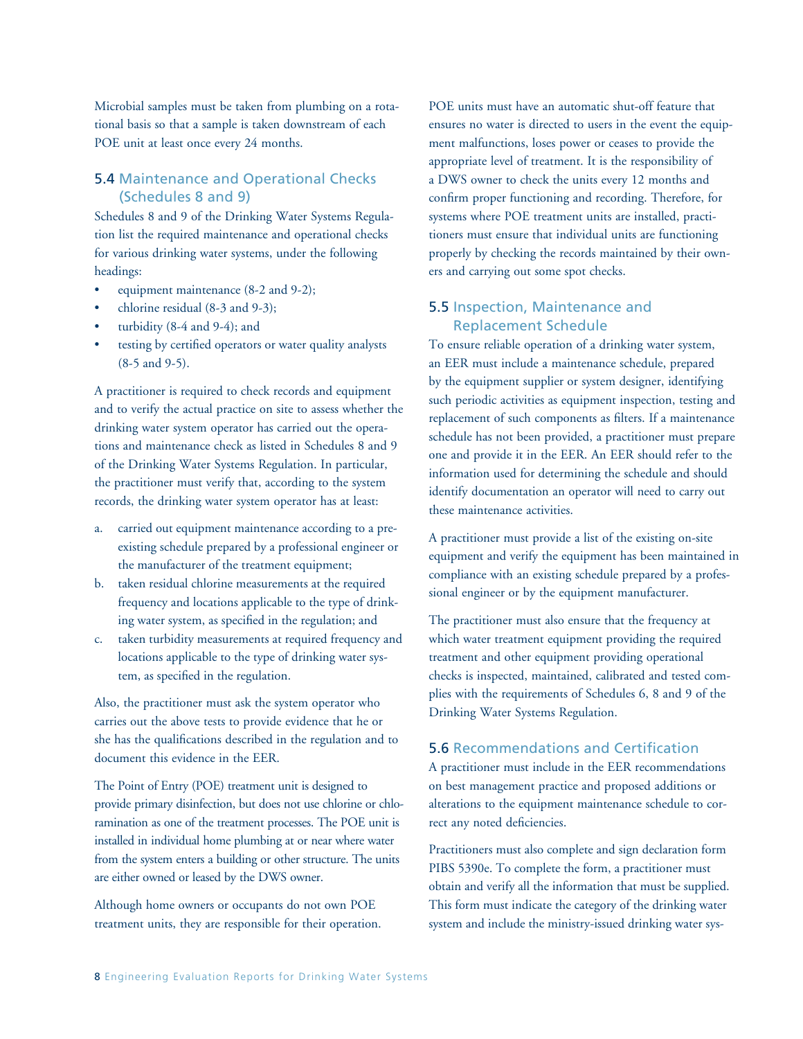Microbial samples must be taken from plumbing on a rotational basis so that a sample is taken downstream of each POE unit at least once every 24 months.

## 5.4 Maintenance and Operational Checks (Schedules 8 and 9)

Schedules 8 and 9 of the Drinking Water Systems Regulation list the required maintenance and operational checks for various drinking water systems, under the following headings:

- equipment maintenance (8-2 and 9-2);
- chlorine residual (8-3 and 9-3);
- turbidity (8-4 and 9-4); and
- testing by certified operators or water quality analysts (8-5 and 9-5).

A practitioner is required to check records and equipment and to verify the actual practice on site to assess whether the drinking water system operator has carried out the operations and maintenance check as listed in Schedules 8 and 9 of the Drinking Water Systems Regulation. In particular, the practitioner must verify that, according to the system records, the drinking water system operator has at least:

a. carried out equipment maintenance according to a pre-existing schedule prepared by a professional engineer or the manufacturer of the treatment equipment;
b. taken residual chlorine measurements at the required frequency and locations applicable to the type of drinking water system, as specified in the regulation; and
c. taken turbidity measurements at required frequency and locations applicable to the type of drinking water system, as specified in the regulation.

Also, the practitioner must ask the system operator who carries out the above tests to provide evidence that he or she has the qualifications described in the regulation and to document this evidence in the EER.

The Point of Entry (POE) treatment unit is designed to provide primary disinfection, but does not use chlorine or chloramination as one of the treatment processes. The POE unit is installed in individual home plumbing at or near where water from the system enters a building or other structure. The units are either owned or leased by the DWS owner.

Although home owners or occupants do not own POE treatment units, they are responsible for their operation. POE units must have an automatic shut-off feature that ensures no water is directed to users in the event the equipment malfunctions, loses power or ceases to provide the appropriate level of treatment. It is the responsibility of a DWS owner to check the units every 12 months and confirm proper functioning and recording. Therefore, for systems where POE treatment units are installed, practitioners must ensure that individual units are functioning properly by checking the records maintained by their owners and carrying out some spot checks.

## 5.5 Inspection, Maintenance and Replacement Schedule

To ensure reliable operation of a drinking water system, an EER must include a maintenance schedule, prepared by the equipment supplier or system designer, identifying such periodic activities as equipment inspection, testing and replacement of such components as filters. If a maintenance schedule has not been provided, a practitioner must prepare one and provide it in the EER. An EER should refer to the information used for determining the schedule and should identify documentation an operator will need to carry out these maintenance activities.

A practitioner must provide a list of the existing on-site equipment and verify the equipment has been maintained in compliance with an existing schedule prepared by a professional engineer or by the equipment manufacturer.

The practitioner must also ensure that the frequency at which water treatment equipment providing the required treatment and other equipment providing operational checks is inspected, maintained, calibrated and tested complies with the requirements of Schedules 6, 8 and 9 of the Drinking Water Systems Regulation.

## 5.6 Recommendations and Certification

A practitioner must include in the EER recommendations on best management practice and proposed additions or alterations to the equipment maintenance schedule to correct any noted deficiencies.

Practitioners must also complete and sign declaration form PIBS 5390e. To complete the form, a practitioner must obtain and verify all the information that must be supplied. This form must indicate the category of the drinking water system and include the ministry-issued drinking water sys-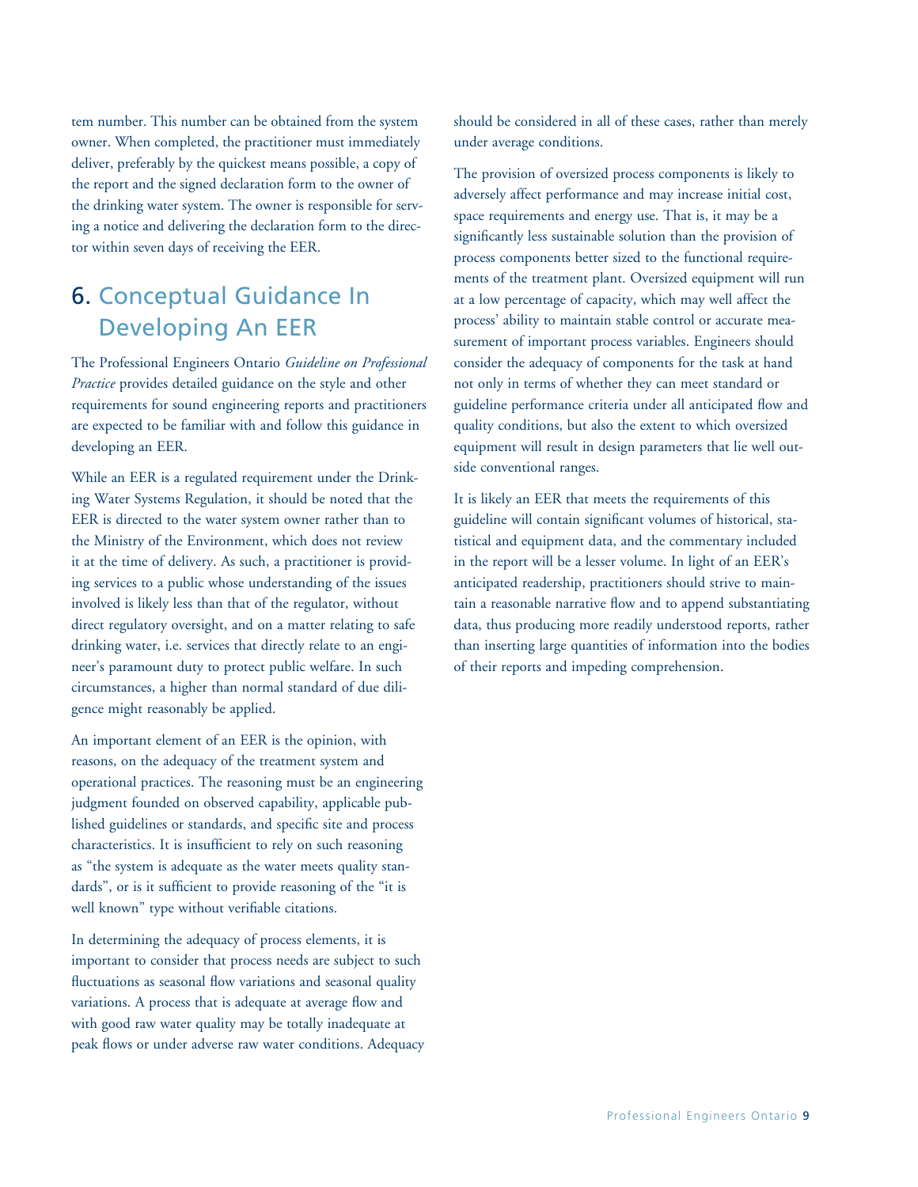tem number. This number can be obtained from the system owner. When completed, the practitioner must immediately deliver, preferably by the quickest means possible, a copy of the report and the signed declaration form to the owner of the drinking water system. The owner is responsible for serving a notice and delivering the declaration form to the director within seven days of receiving the EER.

## 6. Conceptual Guidance In Developing An EER

The Professional Engineers Ontario *Guideline on Professional Practice* provides detailed guidance on the style and other requirements for sound engineering reports and practitioners are expected to be familiar with and follow this guidance in developing an EER.

While an EER is a regulated requirement under the Drinking Water Systems Regulation, it should be noted that the EER is directed to the water system owner rather than to the Ministry of the Environment, which does not review it at the time of delivery. As such, a practitioner is providing services to a public whose understanding of the issues involved is likely less than that of the regulator, without direct regulatory oversight, and on a matter relating to safe drinking water, i.e. services that directly relate to an engineer's paramount duty to protect public welfare. In such circumstances, a higher than normal standard of due diligence might reasonably be applied.

An important element of an EER is the opinion, with reasons, on the adequacy of the treatment system and operational practices. The reasoning must be an engineering judgment founded on observed capability, applicable published guidelines or standards, and specific site and process characteristics. It is insufficient to rely on such reasoning as "the system is adequate as the water meets quality standards", or is it sufficient to provide reasoning of the "it is well known" type without verifiable citations.

In determining the adequacy of process elements, it is important to consider that process needs are subject to such fluctuations as seasonal flow variations and seasonal quality variations. A process that is adequate at average flow and with good raw water quality may be totally inadequate at peak flows or under adverse raw water conditions. Adequacy should be considered in all of these cases, rather than merely under average conditions.

The provision of oversized process components is likely to adversely affect performance and may increase initial cost, space requirements and energy use. That is, it may be a significantly less sustainable solution than the provision of process components better sized to the functional requirements of the treatment plant. Oversized equipment will run at a low percentage of capacity, which may well affect the process' ability to maintain stable control or accurate measurement of important process variables. Engineers should consider the adequacy of components for the task at hand not only in terms of whether they can meet standard or guideline performance criteria under all anticipated flow and quality conditions, but also the extent to which oversized equipment will result in design parameters that lie well outside conventional ranges.

It is likely an EER that meets the requirements of this guideline will contain significant volumes of historical, statistical and equipment data, and the commentary included in the report will be a lesser volume. In light of an EER's anticipated readership, practitioners should strive to maintain a reasonable narrative flow and to append substantiating data, thus producing more readily understood reports, rather than inserting large quantities of information into the bodies of their reports and impeding comprehension.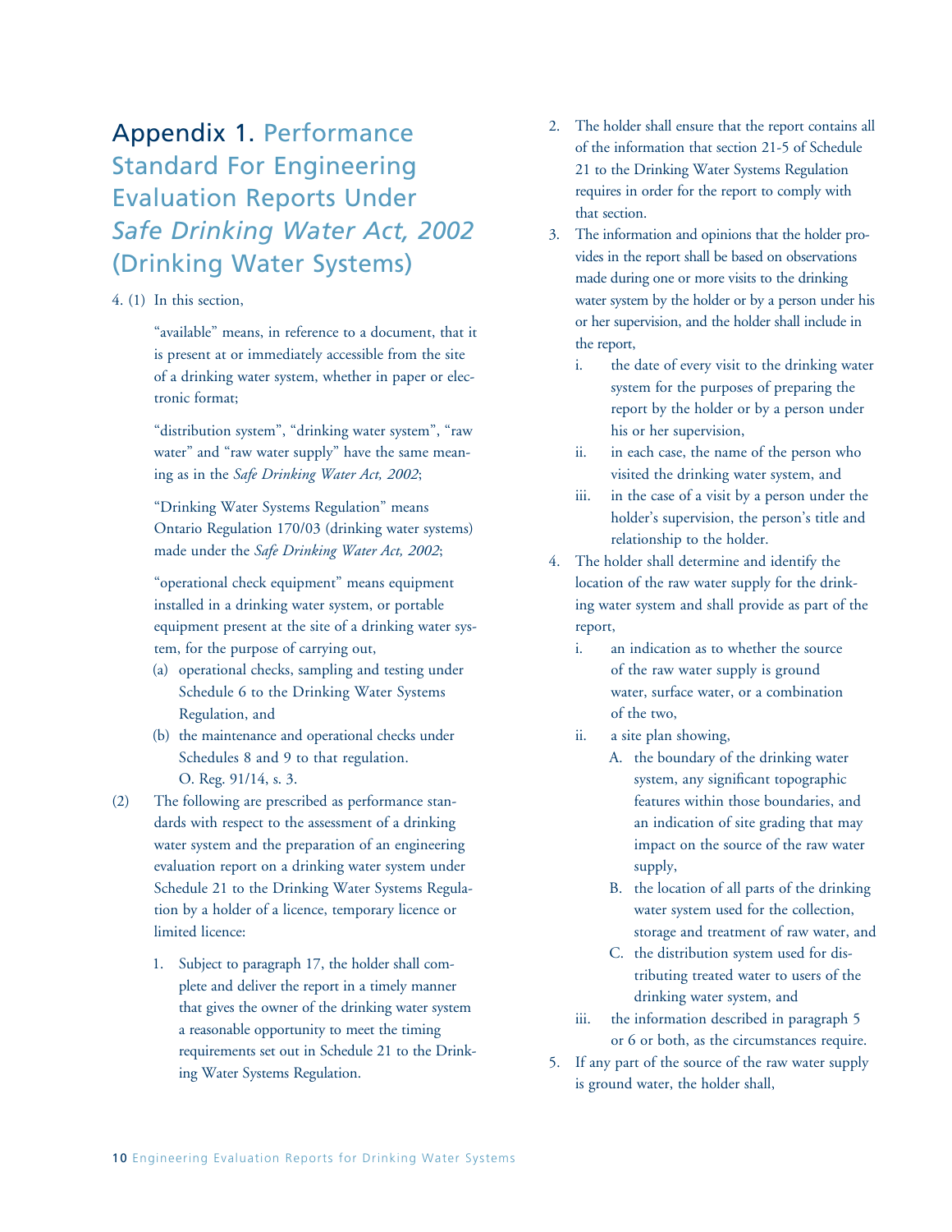# Appendix 1. Performance Standard For Engineering Evaluation Reports Under *Safe Drinking Water Act, 2002* (Drinking Water Systems)

4. (1) In this section,

"available" means, in reference to a document, that it is present at or immediately accessible from the site of a drinking water system, whether in paper or electronic format;

"distribution system", "drinking water system", "raw water" and "raw water supply" have the same meaning as in the *Safe Drinking Water Act, 2002*;

"Drinking Water Systems Regulation" means Ontario Regulation 170/03 (drinking water systems) made under the *Safe Drinking Water Act, 2002*;

"operational check equipment" means equipment installed in a drinking water system, or portable equipment present at the site of a drinking water system, for the purpose of carrying out,

(a) operational checks, sampling and testing under Schedule 6 to the Drinking Water Systems Regulation, and

(b) the maintenance and operational checks under Schedules 8 and 9 to that regulation. O. Reg. 91/14, s. 3.

(2) The following are prescribed as performance standards with respect to the assessment of a drinking water system and the preparation of an engineering evaluation report on a drinking water system under Schedule 21 to the Drinking Water Systems Regulation by a holder of a licence, temporary licence or limited licence:

1. Subject to paragraph 17, the holder shall complete and deliver the report in a timely manner that gives the owner of the drinking water system a reasonable opportunity to meet the timing requirements set out in Schedule 21 to the Drinking Water Systems Regulation.
2. The holder shall ensure that the report contains all of the information that section 21-5 of Schedule 21 to the Drinking Water Systems Regulation requires in order for the report to comply with that section.
3. The information and opinions that the holder provides in the report shall be based on observations made during one or more visits to the drinking water system by the holder or by a person under his or her supervision, and the holder shall include in the report,
   i. the date of every visit to the drinking water system for the purposes of preparing the report by the holder or by a person under his or her supervision,
   ii. in each case, the name of the person who visited the drinking water system, and
   iii. in the case of a visit by a person under the holder's supervision, the person's title and relationship to the holder.
4. The holder shall determine and identify the location of the raw water supply for the drinking water system and shall provide as part of the report,
   i. an indication as to whether the source of the raw water supply is ground water, surface water, or a combination of the two,
   ii. a site plan showing,
      A. the boundary of the drinking water system, any significant topographic features within those boundaries, and an indication of site grading that may impact on the source of the raw water supply,
      B. the location of all parts of the drinking water system used for the collection, storage and treatment of raw water, and
      C. the distribution system used for distributing treated water to users of the drinking water system, and
   iii. the information described in paragraph 5 or 6 or both, as the circumstances require.
5. If any part of the source of the raw water supply is ground water, the holder shall,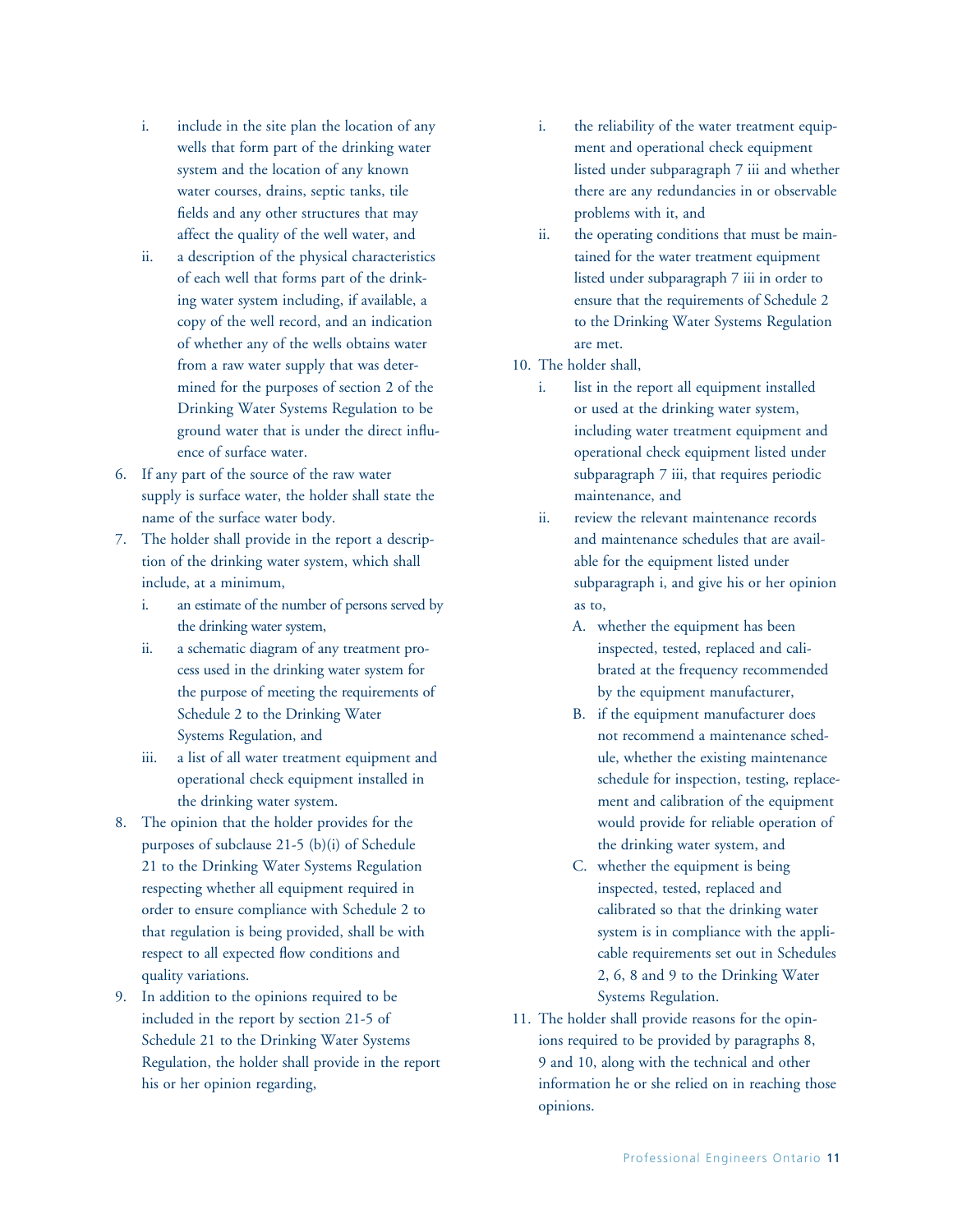i. include in the site plan the location of any wells that form part of the drinking water system and the location of any known water courses, drains, septic tanks, tile fields and any other structures that may affect the quality of the well water, and
   ii. a description of the physical characteristics of each well that forms part of the drinking water system including, if available, a copy of the well record, and an indication of whether any of the wells obtains water from a raw water supply that was determined for the purposes of section 2 of the Drinking Water Systems Regulation to be ground water that is under the direct influence of surface water.

6. If any part of the source of the raw water supply is surface water, the holder shall state the name of the surface water body.
7. The holder shall provide in the report a description of the drinking water system, which shall include, at a minimum,
   i. an estimate of the number of persons served by the drinking water system,
   ii. a schematic diagram of any treatment process used in the drinking water system for the purpose of meeting the requirements of Schedule 2 to the Drinking Water Systems Regulation, and
   iii. a list of all water treatment equipment and operational check equipment installed in the drinking water system.
8. The opinion that the holder provides for the purposes of subclause 21-5 (b)(i) of Schedule 21 to the Drinking Water Systems Regulation respecting whether all equipment required in order to ensure compliance with Schedule 2 to that regulation is being provided, shall be with respect to all expected flow conditions and quality variations.
9. In addition to the opinions required to be included in the report by section 21-5 of Schedule 21 to the Drinking Water Systems Regulation, the holder shall provide in the report his or her opinion regarding,
   i. the reliability of the water treatment equipment and operational check equipment listed under subparagraph 7 iii and whether there are any redundancies in or observable problems with it, and
   ii. the operating conditions that must be maintained for the water treatment equipment listed under subparagraph 7 iii in order to ensure that the requirements of Schedule 2 to the Drinking Water Systems Regulation are met.
10. The holder shall,
    i. list in the report all equipment installed or used at the drinking water system, including water treatment equipment and operational check equipment listed under subparagraph 7 iii, that requires periodic maintenance, and
    ii. review the relevant maintenance records and maintenance schedules that are available for the equipment listed under subparagraph i, and give his or her opinion as to,
       A. whether the equipment has been inspected, tested, replaced and calibrated at the frequency recommended by the equipment manufacturer,
       B. if the equipment manufacturer does not recommend a maintenance schedule, whether the existing maintenance schedule for inspection, testing, replacement and calibration of the equipment would provide for reliable operation of the drinking water system, and
       C. whether the equipment is being inspected, tested, replaced and calibrated so that the drinking water system is in compliance with the applicable requirements set out in Schedules 2, 6, 8 and 9 to the Drinking Water Systems Regulation.
11. The holder shall provide reasons for the opinions required to be provided by paragraphs 8, 9 and 10, along with the technical and other information he or she relied on in reaching those opinions.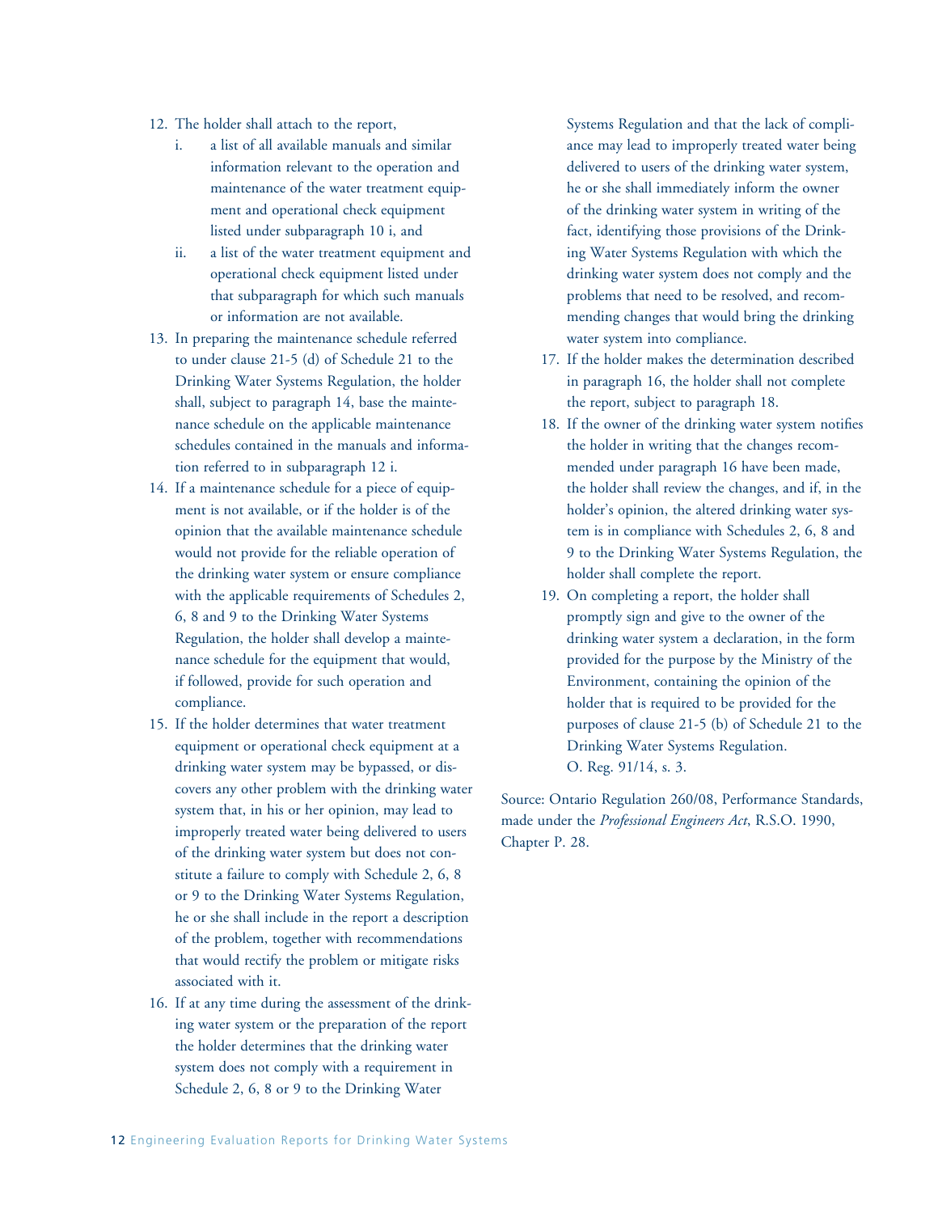12. The holder shall attach to the report,
    i. a list of all available manuals and similar information relevant to the operation and maintenance of the water treatment equipment and operational check equipment listed under subparagraph 10 i, and
    ii. a list of the water treatment equipment and operational check equipment listed under that subparagraph for which such manuals or information are not available.
13. In preparing the maintenance schedule referred to under clause 21-5 (d) of Schedule 21 to the Drinking Water Systems Regulation, the holder shall, subject to paragraph 14, base the maintenance schedule on the applicable maintenance schedules contained in the manuals and information referred to in subparagraph 12 i.
14. If a maintenance schedule for a piece of equipment is not available, or if the holder is of the opinion that the available maintenance schedule would not provide for the reliable operation of the drinking water system or ensure compliance with the applicable requirements of Schedules 2, 6, 8 and 9 to the Drinking Water Systems Regulation, the holder shall develop a maintenance schedule for the equipment that would, if followed, provide for such operation and compliance.
15. If the holder determines that water treatment equipment or operational check equipment at a drinking water system may be bypassed, or discovers any other problem with the drinking water system that, in his or her opinion, may lead to improperly treated water being delivered to users of the drinking water system but does not constitute a failure to comply with Schedule 2, 6, 8 or 9 to the Drinking Water Systems Regulation, he or she shall include in the report a description of the problem, together with recommendations that would rectify the problem or mitigate risks associated with it.
16. If at any time during the assessment of the drinking water system or the preparation of the report the holder determines that the drinking water system does not comply with a requirement in Schedule 2, 6, 8 or 9 to the Drinking Water Systems Regulation and that the lack of compliance may lead to improperly treated water being delivered to users of the drinking water system, he or she shall immediately inform the owner of the drinking water system in writing of the fact, identifying those provisions of the Drinking Water Systems Regulation with which the drinking water system does not comply and the problems that need to be resolved, and recommending changes that would bring the drinking water system into compliance.
17. If the holder makes the determination described in paragraph 16, the holder shall not complete the report, subject to paragraph 18.
18. If the owner of the drinking water system notifies the holder in writing that the changes recommended under paragraph 16 have been made, the holder shall review the changes, and if, in the holder's opinion, the altered drinking water system is in compliance with Schedules 2, 6, 8 and 9 to the Drinking Water Systems Regulation, the holder shall complete the report.
19. On completing a report, the holder shall promptly sign and give to the owner of the drinking water system a declaration, in the form provided for the purpose by the Ministry of the Environment, containing the opinion of the holder that is required to be provided for the purposes of clause 21-5 (b) of Schedule 21 to the Drinking Water Systems Regulation.
O. Reg. 91/14, s. 3.

Source: Ontario Regulation 260/08, Performance Standards, made under the *Professional Engineers Act*, R.S.O. 1990, Chapter P. 28.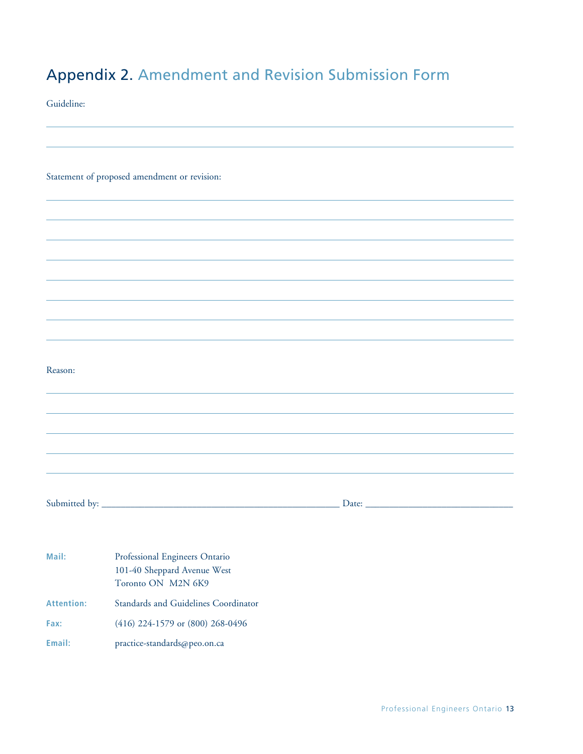# Appendix 2. Amendment and Revision Submission Form

Guideline:

______________________________________________________________________________

______________________________________________________________________________

Statement of proposed amendment or revision:

______________________________________________________________________________

______________________________________________________________________________

______________________________________________________________________________

______________________________________________________________________________

______________________________________________________________________________

______________________________________________________________________________

______________________________________________________________________________

______________________________________________________________________________

Reason:

______________________________________________________________________________

______________________________________________________________________________

______________________________________________________________________________

______________________________________________________________________________

______________________________________________________________________________

Submitted by: ______________________________________________ Date: ______________________________

**Mail:** Professional Engineers Ontario
101-40 Sheppard Avenue West
Toronto ON M2N 6K9

**Attention:** Standards and Guidelines Coordinator

**Fax:** (416) 224-1579 or (800) 268-0496

**Email:** practice-standards@peo.on.ca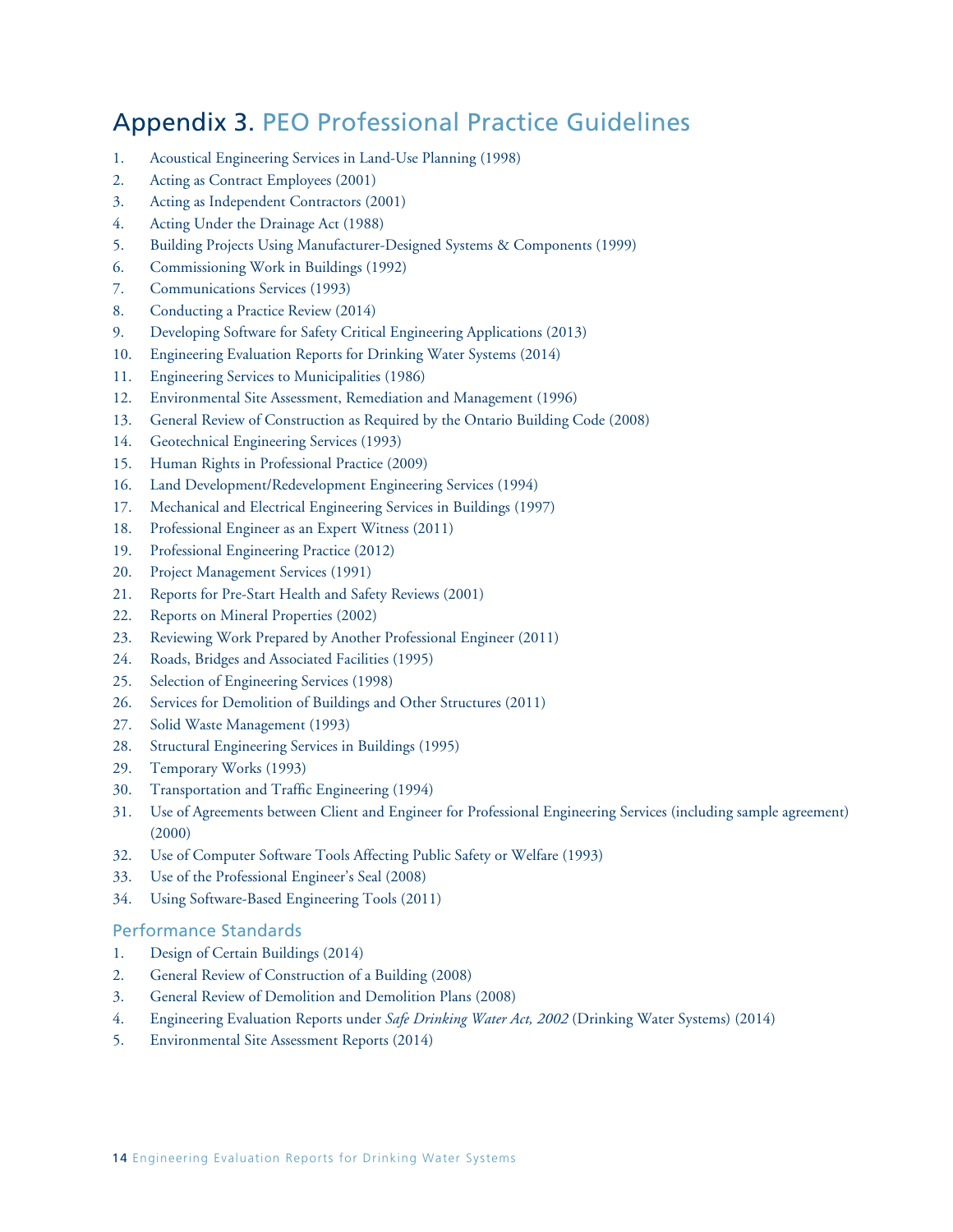# Appendix 3. PEO Professional Practice Guidelines

1. Acoustical Engineering Services in Land-Use Planning (1998)
2. Acting as Contract Employees (2001)
3. Acting as Independent Contractors (2001)
4. Acting Under the Drainage Act (1988)
5. Building Projects Using Manufacturer-Designed Systems & Components (1999)
6. Commissioning Work in Buildings (1992)
7. Communications Services (1993)
8. Conducting a Practice Review (2014)
9. Developing Software for Safety Critical Engineering Applications (2013)
10. Engineering Evaluation Reports for Drinking Water Systems (2014)
11. Engineering Services to Municipalities (1986)
12. Environmental Site Assessment, Remediation and Management (1996)
13. General Review of Construction as Required by the Ontario Building Code (2008)
14. Geotechnical Engineering Services (1993)
15. Human Rights in Professional Practice (2009)
16. Land Development/Redevelopment Engineering Services (1994)
17. Mechanical and Electrical Engineering Services in Buildings (1997)
18. Professional Engineer as an Expert Witness (2011)
19. Professional Engineering Practice (2012)
20. Project Management Services (1991)
21. Reports for Pre-Start Health and Safety Reviews (2001)
22. Reports on Mineral Properties (2002)
23. Reviewing Work Prepared by Another Professional Engineer (2011)
24. Roads, Bridges and Associated Facilities (1995)
25. Selection of Engineering Services (1998)
26. Services for Demolition of Buildings and Other Structures (2011)
27. Solid Waste Management (1993)
28. Structural Engineering Services in Buildings (1995)
29. Temporary Works (1993)
30. Transportation and Traffic Engineering (1994)
31. Use of Agreements between Client and Engineer for Professional Engineering Services (including sample agreement) (2000)
32. Use of Computer Software Tools Affecting Public Safety or Welfare (1993)
33. Use of the Professional Engineer's Seal (2008)
34. Using Software-Based Engineering Tools (2011)

## Performance Standards

1. Design of Certain Buildings (2014)
2. General Review of Construction of a Building (2008)
3. General Review of Demolition and Demolition Plans (2008)
4. Engineering Evaluation Reports under *Safe Drinking Water Act, 2002* (Drinking Water Systems) (2014)
5. Environmental Site Assessment Reports (2014)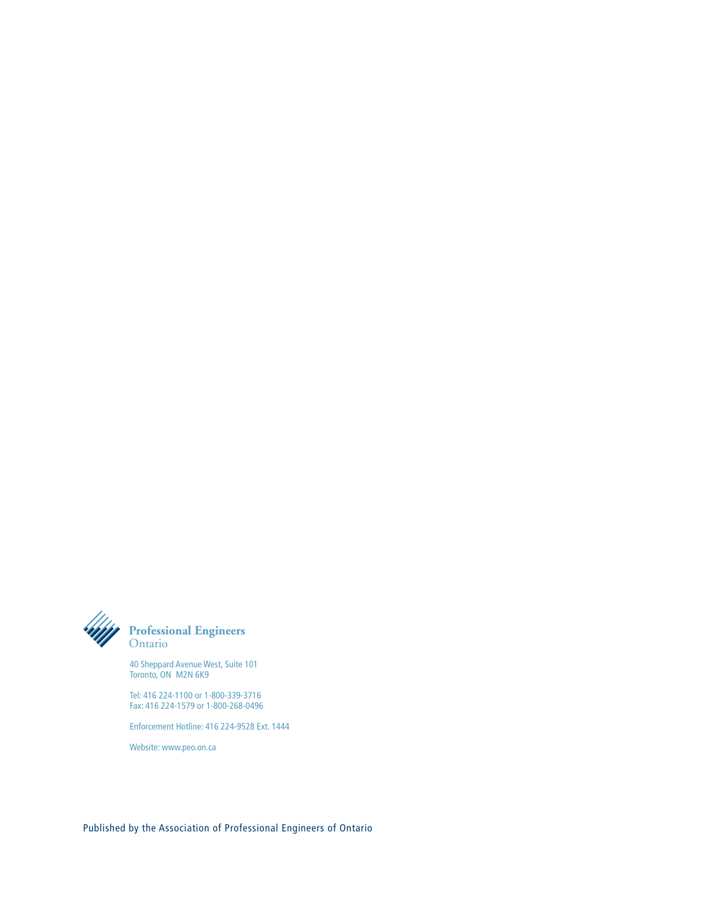**Professional Engineers**
Ontario

40 Sheppard Avenue West, Suite 101
Toronto, ON  M2N 6K9

Tel: 416 224-1100 or 1-800-339-3716
Fax: 416 224-1579 or 1-800-268-0496

Enforcement Hotline: 416 224-9528 Ext. 1444

Website: www.peo.on.ca

Published by the Association of Professional Engineers of Ontario